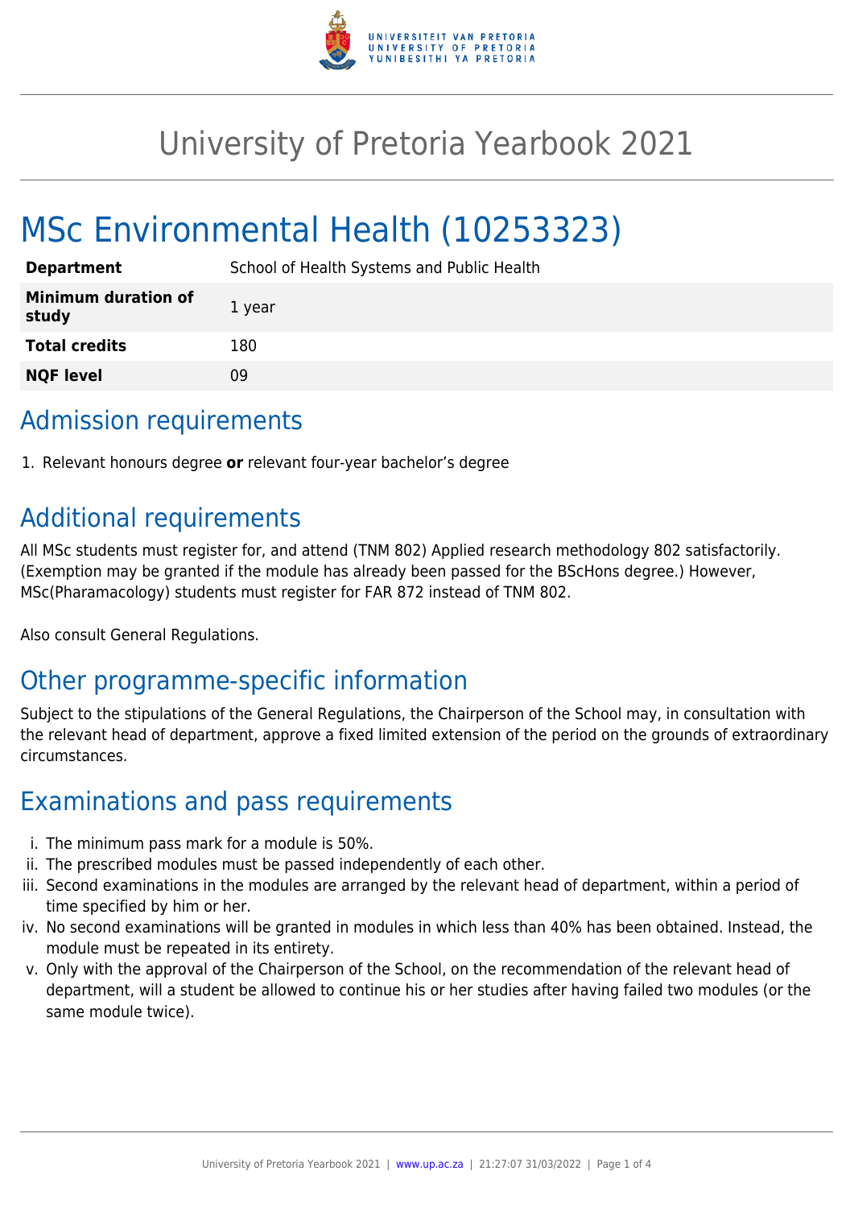# University of Pretoria Yearbook 2021

## MSc Environmental Health (10253323)

| | |
|---|---|
| **Department** | School of Health Systems and Public Health |
| **Minimum duration of study** | 1 year |
| **Total credits** | 180 |
| **NQF level** | 09 |

## Admission requirements

1. Relevant honours degree **or** relevant four-year bachelor's degree

## Additional requirements

All MSc students must register for, and attend (TNM 802) Applied research methodology 802 satisfactorily. (Exemption may be granted if the module has already been passed for the BScHons degree.) However, MSc(Pharamacology) students must register for FAR 872 instead of TNM 802.

Also consult General Regulations.

## Other programme-specific information

Subject to the stipulations of the General Regulations, the Chairperson of the School may, in consultation with the relevant head of department, approve a fixed limited extension of the period on the grounds of extraordinary circumstances.

## Examinations and pass requirements

i. The minimum pass mark for a module is 50%.
ii. The prescribed modules must be passed independently of each other.
iii. Second examinations in the modules are arranged by the relevant head of department, within a period of time specified by him or her.
iv. No second examinations will be granted in modules in which less than 40% has been obtained. Instead, the module must be repeated in its entirety.
v. Only with the approval of the Chairperson of the School, on the recommendation of the relevant head of department, will a student be allowed to continue his or her studies after having failed two modules (or the same module twice).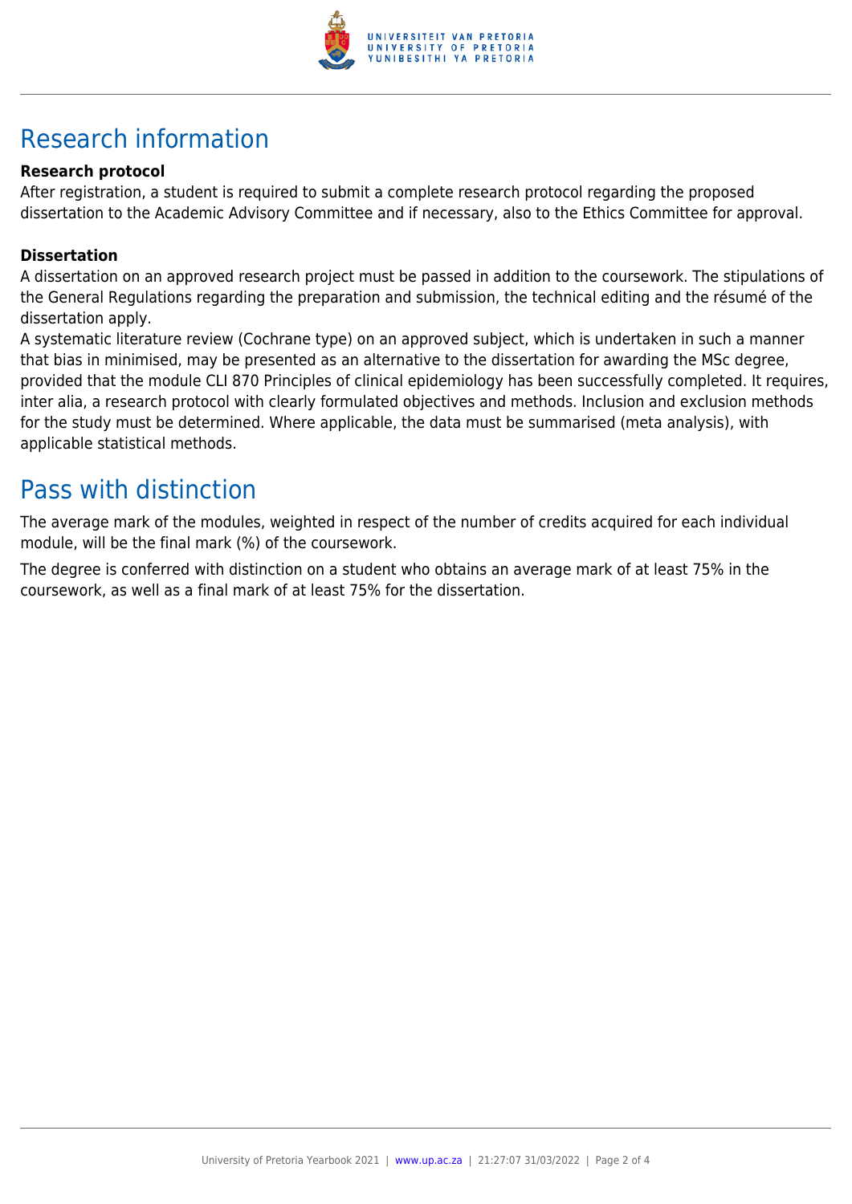# Research information

### Research protocol

After registration, a student is required to submit a complete research protocol regarding the proposed dissertation to the Academic Advisory Committee and if necessary, also to the Ethics Committee for approval.

### Dissertation

A dissertation on an approved research project must be passed in addition to the coursework. The stipulations of the General Regulations regarding the preparation and submission, the technical editing and the résumé of the dissertation apply.

A systematic literature review (Cochrane type) on an approved subject, which is undertaken in such a manner that bias in minimised, may be presented as an alternative to the dissertation for awarding the MSc degree, provided that the module CLI 870 Principles of clinical epidemiology has been successfully completed. It requires, inter alia, a research protocol with clearly formulated objectives and methods. Inclusion and exclusion methods for the study must be determined. Where applicable, the data must be summarised (meta analysis), with applicable statistical methods.

# Pass with distinction

The average mark of the modules, weighted in respect of the number of credits acquired for each individual module, will be the final mark (%) of the coursework.

The degree is conferred with distinction on a student who obtains an average mark of at least 75% in the coursework, as well as a final mark of at least 75% for the dissertation.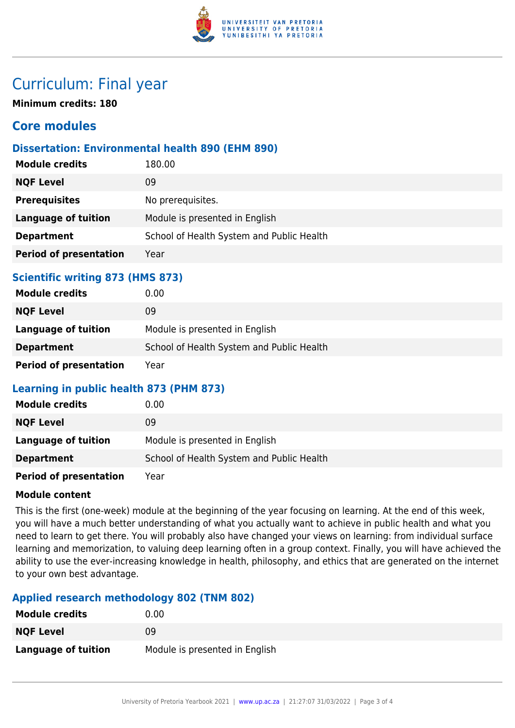# Curriculum: Final year

**Minimum credits: 180**

## Core modules

### Dissertation: Environmental health 890 (EHM 890)

| | |
|---|---|
| **Module credits** | 180.00 |
| **NQF Level** | 09 |
| **Prerequisites** | No prerequisites. |
| **Language of tuition** | Module is presented in English |
| **Department** | School of Health System and Public Health |
| **Period of presentation** | Year |

### Scientific writing 873 (HMS 873)

| | |
|---|---|
| **Module credits** | 0.00 |
| **NQF Level** | 09 |
| **Language of tuition** | Module is presented in English |
| **Department** | School of Health System and Public Health |
| **Period of presentation** | Year |

### Learning in public health 873 (PHM 873)

| | |
|---|---|
| **Module credits** | 0.00 |
| **NQF Level** | 09 |
| **Language of tuition** | Module is presented in English |
| **Department** | School of Health System and Public Health |
| **Period of presentation** | Year |

**Module content**

This is the first (one-week) module at the beginning of the year focusing on learning. At the end of this week, you will have a much better understanding of what you actually want to achieve in public health and what you need to learn to get there. You will probably also have changed your views on learning: from individual surface learning and memorization, to valuing deep learning often in a group context. Finally, you will have achieved the ability to use the ever-increasing knowledge in health, philosophy, and ethics that are generated on the internet to your own best advantage.

### Applied research methodology 802 (TNM 802)

| | |
|---|---|
| **Module credits** | 0.00 |
| **NQF Level** | 09 |
| **Language of tuition** | Module is presented in English |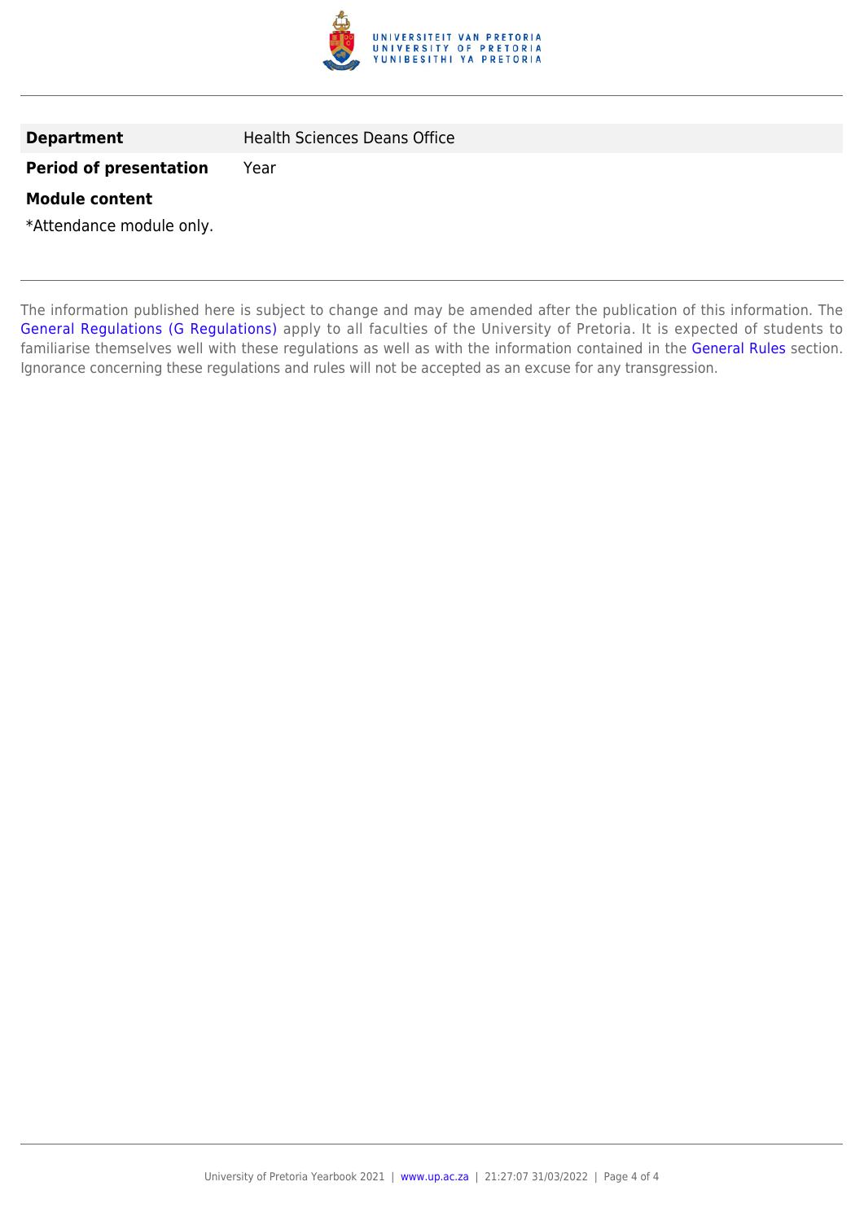| | |
|---|---|
| **Department** | Health Sciences Deans Office |
| **Period of presentation** | Year |

**Module content**

*Attendance module only.

The information published here is subject to change and may be amended after the publication of this information. The General Regulations (G Regulations) apply to all faculties of the University of Pretoria. It is expected of students to familiarise themselves well with these regulations as well as with the information contained in the General Rules section. Ignorance concerning these regulations and rules will not be accepted as an excuse for any transgression.